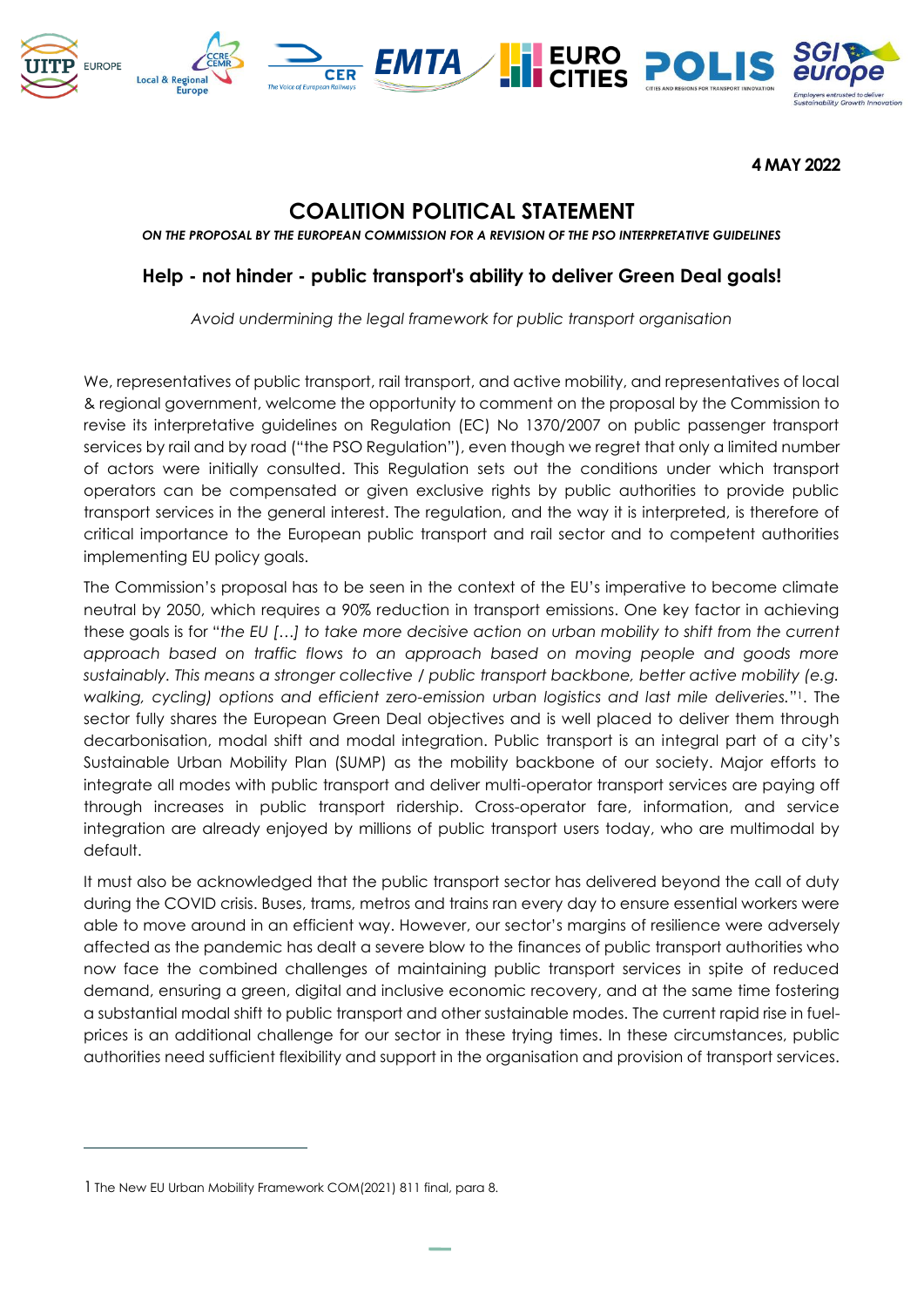**4 MAY 2022**

# COALITION POLITICAL STATEMENT

***ON THE PROPOSAL BY THE EUROPEAN COMMISSION FOR A REVISION OF THE PSO INTERPRETATIVE GUIDELINES***

## Help - not hinder - public transport's ability to deliver Green Deal goals!

*Avoid undermining the legal framework for public transport organisation*

We, representatives of public transport, rail transport, and active mobility, and representatives of local & regional government, welcome the opportunity to comment on the proposal by the Commission to revise its interpretative guidelines on Regulation (EC) No 1370/2007 on public passenger transport services by rail and by road ("the PSO Regulation"), even though we regret that only a limited number of actors were initially consulted. This Regulation sets out the conditions under which transport operators can be compensated or given exclusive rights by public authorities to provide public transport services in the general interest. The regulation, and the way it is interpreted, is therefore of critical importance to the European public transport and rail sector and to competent authorities implementing EU policy goals.

The Commission's proposal has to be seen in the context of the EU's imperative to become climate neutral by 2050, which requires a 90% reduction in transport emissions. One key factor in achieving these goals is for "*the EU […] to take more decisive action on urban mobility to shift from the current approach based on traffic flows to an approach based on moving people and goods more sustainably. This means a stronger collective / public transport backbone, better active mobility (e.g. walking, cycling) options and efficient zero-emission urban logistics and last mile deliveries.*"[1]. The sector fully shares the European Green Deal objectives and is well placed to deliver them through decarbonisation, modal shift and modal integration. Public transport is an integral part of a city's Sustainable Urban Mobility Plan (SUMP) as the mobility backbone of our society. Major efforts to integrate all modes with public transport and deliver multi-operator transport services are paying off through increases in public transport ridership. Cross-operator fare, information, and service integration are already enjoyed by millions of public transport users today, who are multimodal by default.

It must also be acknowledged that the public transport sector has delivered beyond the call of duty during the COVID crisis. Buses, trams, metros and trains ran every day to ensure essential workers were able to move around in an efficient way. However, our sector's margins of resilience were adversely affected as the pandemic has dealt a severe blow to the finances of public transport authorities who now face the combined challenges of maintaining public transport services in spite of reduced demand, ensuring a green, digital and inclusive economic recovery, and at the same time fostering a substantial modal shift to public transport and other sustainable modes. The current rapid rise in fuel-prices is an additional challenge for our sector in these trying times. In these circumstances, public authorities need sufficient flexibility and support in the organisation and provision of transport services.

---

[1] The New EU Urban Mobility Framework COM(2021) 811 final, para 8.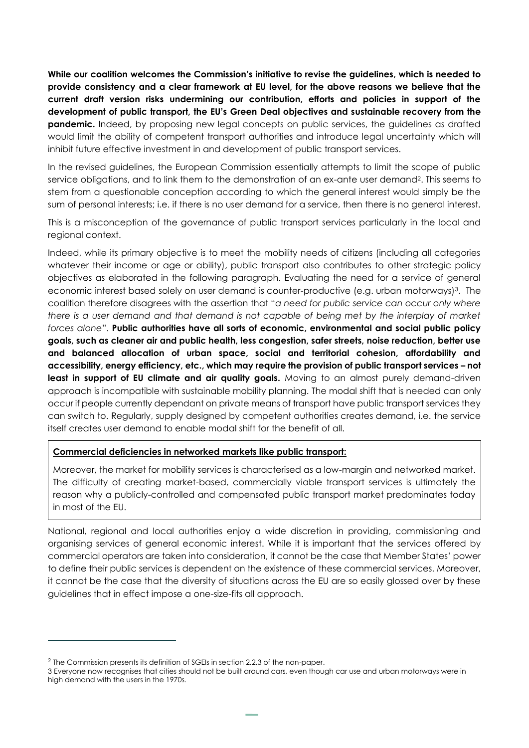**While our coalition welcomes the Commission's initiative to revise the guidelines, which is needed to provide consistency and a clear framework at EU level, for the above reasons we believe that the current draft version risks undermining our contribution, efforts and policies in support of the development of public transport, the EU's Green Deal objectives and sustainable recovery from the pandemic.** Indeed, by proposing new legal concepts on public services, the guidelines as drafted would limit the ability of competent transport authorities and introduce legal uncertainty which will inhibit future effective investment in and development of public transport services.

In the revised guidelines, the European Commission essentially attempts to limit the scope of public service obligations, and to link them to the demonstration of an ex-ante user demand[2]. This seems to stem from a questionable conception according to which the general interest would simply be the sum of personal interests; i.e. if there is no user demand for a service, then there is no general interest.

This is a misconception of the governance of public transport services particularly in the local and regional context.

Indeed, while its primary objective is to meet the mobility needs of citizens (including all categories whatever their income or age or ability), public transport also contributes to other strategic policy objectives as elaborated in the following paragraph. Evaluating the need for a service of general economic interest based solely on user demand is counter-productive (e.g. urban motorways)[3]. The coalition therefore disagrees with the assertion that "*a need for public service can occur only where there is a user demand and that demand is not capable of being met by the interplay of market forces alone*". **Public authorities have all sorts of economic, environmental and social public policy goals, such as cleaner air and public health, less congestion, safer streets, noise reduction, better use and balanced allocation of urban space, social and territorial cohesion, affordability and accessibility, energy efficiency, etc., which may require the provision of public transport services – not least in support of EU climate and air quality goals.** Moving to an almost purely demand-driven approach is incompatible with sustainable mobility planning. The modal shift that is needed can only occur if people currently dependant on private means of transport have public transport services they can switch to. Regularly, supply designed by competent authorities creates demand, i.e. the service itself creates user demand to enable modal shift for the benefit of all.

> **Commercial deficiencies in networked markets like public transport:**
>
> Moreover, the market for mobility services is characterised as a low-margin and networked market. The difficulty of creating market-based, commercially viable transport services is ultimately the reason why a publicly-controlled and compensated public transport market predominates today in most of the EU.

National, regional and local authorities enjoy a wide discretion in providing, commissioning and organising services of general economic interest. While it is important that the services offered by commercial operators are taken into consideration, it cannot be the case that Member States' power to define their public services is dependent on the existence of these commercial services. Moreover, it cannot be the case that the diversity of situations across the EU are so easily glossed over by these guidelines that in effect impose a one-size-fits all approach.

---

[2] The Commission presents its definition of SGEIs in section 2.2.3 of the non-paper.

[3] Everyone now recognises that cities should not be built around cars, even though car use and urban motorways were in high demand with the users in the 1970s.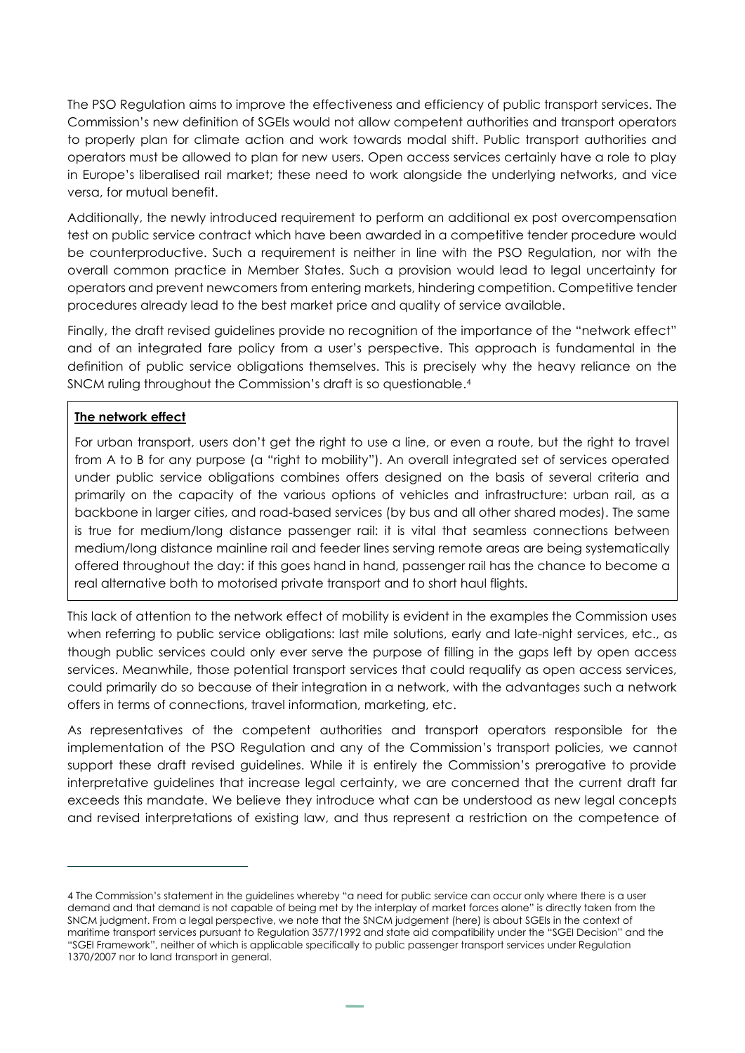The PSO Regulation aims to improve the effectiveness and efficiency of public transport services. The Commission's new definition of SGEIs would not allow competent authorities and transport operators to properly plan for climate action and work towards modal shift. Public transport authorities and operators must be allowed to plan for new users. Open access services certainly have a role to play in Europe's liberalised rail market; these need to work alongside the underlying networks, and vice versa, for mutual benefit.

Additionally, the newly introduced requirement to perform an additional ex post overcompensation test on public service contract which have been awarded in a competitive tender procedure would be counterproductive. Such a requirement is neither in line with the PSO Regulation, nor with the overall common practice in Member States. Such a provision would lead to legal uncertainty for operators and prevent newcomers from entering markets, hindering competition. Competitive tender procedures already lead to the best market price and quality of service available.

Finally, the draft revised guidelines provide no recognition of the importance of the "network effect" and of an integrated fare policy from a user's perspective. This approach is fundamental in the definition of public service obligations themselves. This is precisely why the heavy reliance on the SNCM ruling throughout the Commission's draft is so questionable.[4]

> **The network effect**
>
> For urban transport, users don't get the right to use a line, or even a route, but the right to travel from A to B for any purpose (a "right to mobility"). An overall integrated set of services operated under public service obligations combines offers designed on the basis of several criteria and primarily on the capacity of the various options of vehicles and infrastructure: urban rail, as a backbone in larger cities, and road-based services (by bus and all other shared modes). The same is true for medium/long distance passenger rail: it is vital that seamless connections between medium/long distance mainline rail and feeder lines serving remote areas are being systematically offered throughout the day: if this goes hand in hand, passenger rail has the chance to become a real alternative both to motorised private transport and to short haul flights.

This lack of attention to the network effect of mobility is evident in the examples the Commission uses when referring to public service obligations: last mile solutions, early and late-night services, etc., as though public services could only ever serve the purpose of filling in the gaps left by open access services. Meanwhile, those potential transport services that could requalify as open access services, could primarily do so because of their integration in a network, with the advantages such a network offers in terms of connections, travel information, marketing, etc.

As representatives of the competent authorities and transport operators responsible for the implementation of the PSO Regulation and any of the Commission's transport policies, we cannot support these draft revised guidelines. While it is entirely the Commission's prerogative to provide interpretative guidelines that increase legal certainty, we are concerned that the current draft far exceeds this mandate. We believe they introduce what can be understood as new legal concepts and revised interpretations of existing law, and thus represent a restriction on the competence of

---

[4] The Commission's statement in the guidelines whereby "a need for public service can occur only where there is a user demand and that demand is not capable of being met by the interplay of market forces alone" is directly taken from the SNCM judgment. From a legal perspective, we note that the SNCM judgement (here) is about SGEIs in the context of maritime transport services pursuant to Regulation 3577/1992 and state aid compatibility under the "SGEI Decision" and the "SGEI Framework", neither of which is applicable specifically to public passenger transport services under Regulation 1370/2007 nor to land transport in general.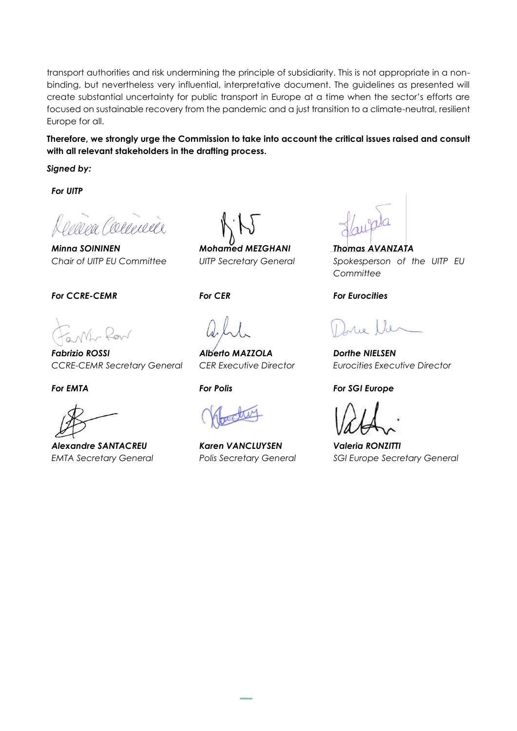transport authorities and risk undermining the principle of subsidiarity. This is not appropriate in a non-binding, but nevertheless very influential, interpretative document. The guidelines as presented will create substantial uncertainty for public transport in Europe at a time when the sector's efforts are focused on sustainable recovery from the pandemic and a just transition to a climate-neutral, resilient Europe for all.

**Therefore, we strongly urge the Commission to take into account the critical issues raised and consult with all relevant stakeholders in the drafting process.**

***Signed by:***

***For UITP***

***Minna SOININEN***
*Chair of UITP EU Committee*

***Mohamed MEZGHANI***
*UITP Secretary General*

***Thomas AVANZATA***
*Spokesperson of the UITP EU Committee*

***For CCRE-CEMR***

***Fabrizio ROSSI***
*CCRE-CEMR Secretary General*

***For CER***

***Alberto MAZZOLA***
*CER Executive Director*

***For Eurocities***

***Dorthe NIELSEN***
*Eurocities Executive Director*

***For EMTA***

***Alexandre SANTACREU***
*EMTA Secretary General*

***For Polis***

***Karen VANCLUYSEN***
*Polis Secretary General*

***For SGI Europe***

***Valeria RONZITTI***
*SGI Europe Secretary General*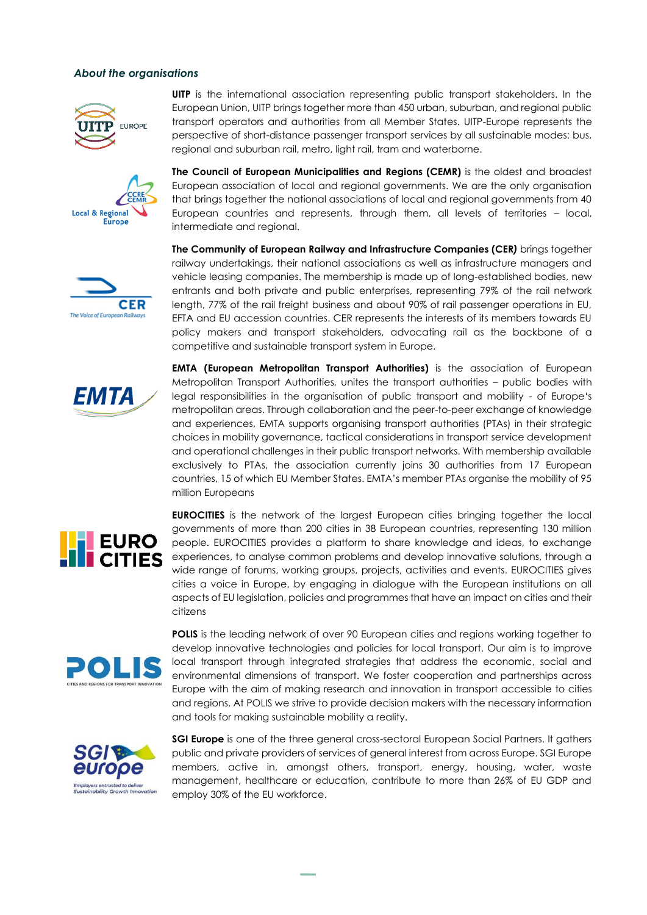***About the organisations***

**UITP** is the international association representing public transport stakeholders. In the European Union, UITP brings together more than 450 urban, suburban, and regional public transport operators and authorities from all Member States. UITP-Europe represents the perspective of short-distance passenger transport services by all sustainable modes: bus, regional and suburban rail, metro, light rail, tram and waterborne.

**The Council of European Municipalities and Regions (CEMR)** is the oldest and broadest European association of local and regional governments. We are the only organisation that brings together the national associations of local and regional governments from 40 European countries and represents, through them, all levels of territories – local, intermediate and regional.

**The Community of European Railway and Infrastructure Companies (CER*)*** brings together railway undertakings, their national associations as well as infrastructure managers and vehicle leasing companies. The membership is made up of long-established bodies, new entrants and both private and public enterprises, representing 79% of the rail network length, 77% of the rail freight business and about 90% of rail passenger operations in EU, EFTA and EU accession countries. CER represents the interests of its members towards EU policy makers and transport stakeholders, advocating rail as the backbone of a competitive and sustainable transport system in Europe.

**EMTA (European Metropolitan Transport Authorities)** is the association of European Metropolitan Transport Authorities, unites the transport authorities – public bodies with legal responsibilities in the organisation of public transport and mobility - of Europe's metropolitan areas. Through collaboration and the peer-to-peer exchange of knowledge and experiences, EMTA supports organising transport authorities (PTAs) in their strategic choices in mobility governance, tactical considerations in transport service development and operational challenges in their public transport networks. With membership available exclusively to PTAs, the association currently joins 30 authorities from 17 European countries, 15 of which EU Member States. EMTA's member PTAs organise the mobility of 95 million Europeans

**EUROCITIES** is the network of the largest European cities bringing together the local governments of more than 200 cities in 38 European countries, representing 130 million people. EUROCITIES provides a platform to share knowledge and ideas, to exchange experiences, to analyse common problems and develop innovative solutions, through a wide range of forums, working groups, projects, activities and events. EUROCITIES gives cities a voice in Europe, by engaging in dialogue with the European institutions on all aspects of EU legislation, policies and programmes that have an impact on cities and their citizens

**POLIS** is the leading network of over 90 European cities and regions working together to develop innovative technologies and policies for local transport. Our aim is to improve local transport through integrated strategies that address the economic, social and environmental dimensions of transport. We foster cooperation and partnerships across Europe with the aim of making research and innovation in transport accessible to cities and regions. At POLIS we strive to provide decision makers with the necessary information and tools for making sustainable mobility a reality.

**SGI Europe** is one of the three general cross-sectoral European Social Partners. It gathers public and private providers of services of general interest from across Europe. SGI Europe members, active in, amongst others, transport, energy, housing, water, waste management, healthcare or education, contribute to more than 26% of EU GDP and employ 30% of the EU workforce.